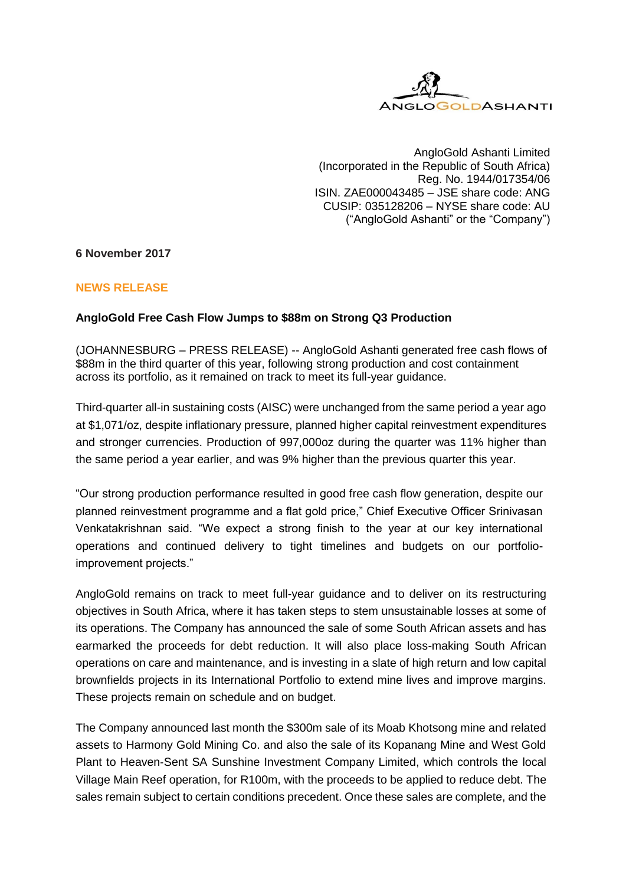AngloGold Ashanti Limited
(Incorporated in the Republic of South Africa)
Reg. No. 1944/017354/06
ISIN. ZAE000043485 – JSE share code: ANG
CUSIP: 035128206 – NYSE share code: AU
("AngloGold Ashanti" or the "Company")

**6 November 2017**

**NEWS RELEASE**

**AngloGold Free Cash Flow Jumps to $88m on Strong Q3 Production**

(JOHANNESBURG – PRESS RELEASE) -- AngloGold Ashanti generated free cash flows of $88m in the third quarter of this year, following strong production and cost containment across its portfolio, as it remained on track to meet its full-year guidance.

Third-quarter all-in sustaining costs (AISC) were unchanged from the same period a year ago at $1,071/oz, despite inflationary pressure, planned higher capital reinvestment expenditures and stronger currencies. Production of 997,000oz during the quarter was 11% higher than the same period a year earlier, and was 9% higher than the previous quarter this year.

"Our strong production performance resulted in good free cash flow generation, despite our planned reinvestment programme and a flat gold price," Chief Executive Officer Srinivasan Venkatakrishnan said. "We expect a strong finish to the year at our key international operations and continued delivery to tight timelines and budgets on our portfolio-improvement projects."

AngloGold remains on track to meet full-year guidance and to deliver on its restructuring objectives in South Africa, where it has taken steps to stem unsustainable losses at some of its operations. The Company has announced the sale of some South African assets and has earmarked the proceeds for debt reduction. It will also place loss-making South African operations on care and maintenance, and is investing in a slate of high return and low capital brownfields projects in its International Portfolio to extend mine lives and improve margins. These projects remain on schedule and on budget.

The Company announced last month the $300m sale of its Moab Khotsong mine and related assets to Harmony Gold Mining Co. and also the sale of its Kopanang Mine and West Gold Plant to Heaven-Sent SA Sunshine Investment Company Limited, which controls the local Village Main Reef operation, for R100m, with the proceeds to be applied to reduce debt. The sales remain subject to certain conditions precedent. Once these sales are complete, and the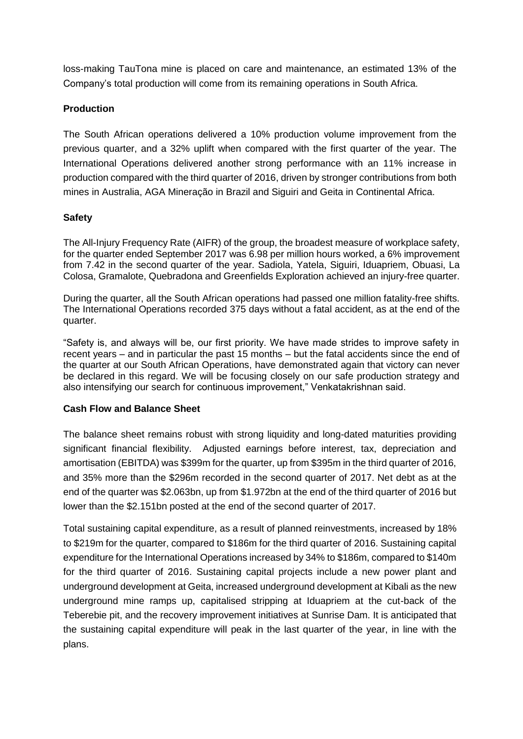loss-making TauTona mine is placed on care and maintenance, an estimated 13% of the Company's total production will come from its remaining operations in South Africa.

**Production**

The South African operations delivered a 10% production volume improvement from the previous quarter, and a 32% uplift when compared with the first quarter of the year. The International Operations delivered another strong performance with an 11% increase in production compared with the third quarter of 2016, driven by stronger contributions from both mines in Australia, AGA Mineração in Brazil and Siguiri and Geita in Continental Africa.

**Safety**

The All-Injury Frequency Rate (AIFR) of the group, the broadest measure of workplace safety, for the quarter ended September 2017 was 6.98 per million hours worked, a 6% improvement from 7.42 in the second quarter of the year. Sadiola, Yatela, Siguiri, Iduapriem, Obuasi, La Colosa, Gramalote, Quebradona and Greenfields Exploration achieved an injury-free quarter.

During the quarter, all the South African operations had passed one million fatality-free shifts. The International Operations recorded 375 days without a fatal accident, as at the end of the quarter.

"Safety is, and always will be, our first priority. We have made strides to improve safety in recent years – and in particular the past 15 months – but the fatal accidents since the end of the quarter at our South African Operations, have demonstrated again that victory can never be declared in this regard. We will be focusing closely on our safe production strategy and also intensifying our search for continuous improvement," Venkatakrishnan said.

**Cash Flow and Balance Sheet**

The balance sheet remains robust with strong liquidity and long-dated maturities providing significant financial flexibility. Adjusted earnings before interest, tax, depreciation and amortisation (EBITDA) was $399m for the quarter, up from $395m in the third quarter of 2016, and 35% more than the $296m recorded in the second quarter of 2017. Net debt as at the end of the quarter was $2.063bn, up from $1.972bn at the end of the third quarter of 2016 but lower than the $2.151bn posted at the end of the second quarter of 2017.

Total sustaining capital expenditure, as a result of planned reinvestments, increased by 18% to $219m for the quarter, compared to $186m for the third quarter of 2016. Sustaining capital expenditure for the International Operations increased by 34% to $186m, compared to $140m for the third quarter of 2016. Sustaining capital projects include a new power plant and underground development at Geita, increased underground development at Kibali as the new underground mine ramps up, capitalised stripping at Iduapriem at the cut-back of the Teberebie pit, and the recovery improvement initiatives at Sunrise Dam. It is anticipated that the sustaining capital expenditure will peak in the last quarter of the year, in line with the plans.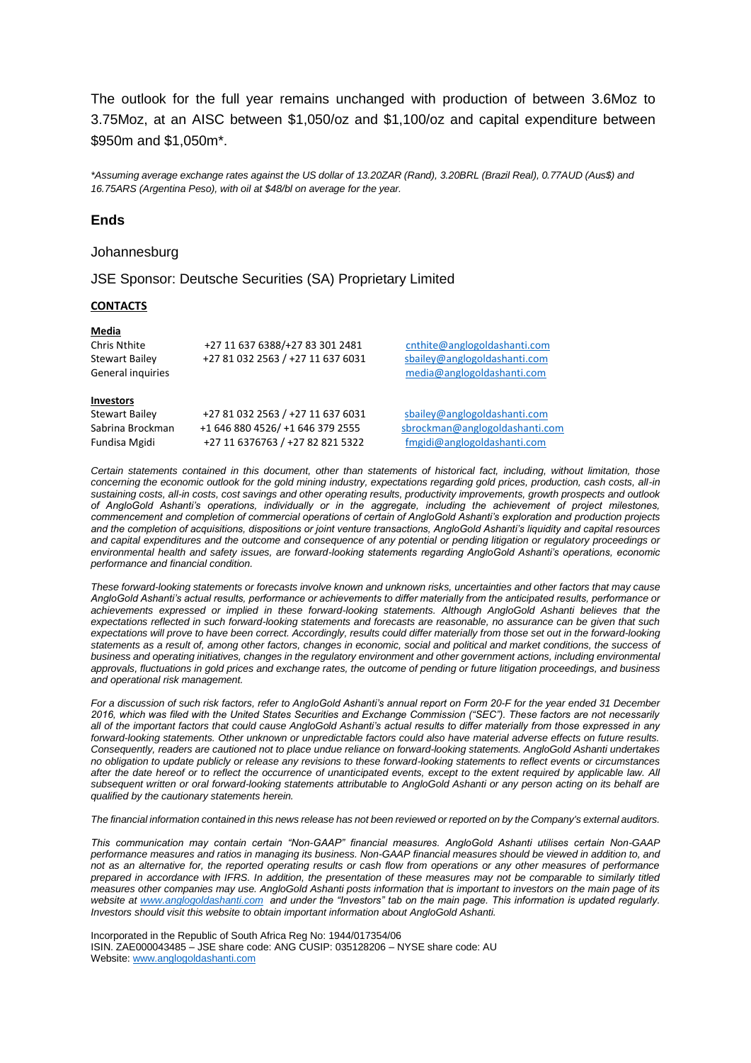The outlook for the full year remains unchanged with production of between 3.6Moz to 3.75Moz, at an AISC between $1,050/oz and $1,100/oz and capital expenditure between $950m and $1,050m*.

*\*Assuming average exchange rates against the US dollar of 13.20ZAR (Rand), 3.20BRL (Brazil Real), 0.77AUD (Aus$) and 16.75ARS (Argentina Peso), with oil at $48/bl on average for the year.*

## Ends

Johannesburg

JSE Sponsor: Deutsche Securities (SA) Proprietary Limited

**CONTACTS**

**Media**

| | | |
|---|---|---|
| Chris Nthite | +27 11 637 6388/+27 83 301 2481 | cnthite@anglogoldashanti.com |
| Stewart Bailey | +27 81 032 2563 / +27 11 637 6031 | sbailey@anglogoldashanti.com |
| General inquiries | | media@anglogoldashanti.com |

**Investors**

| | | |
|---|---|---|
| Stewart Bailey | +27 81 032 2563 / +27 11 637 6031 | sbailey@anglogoldashanti.com |
| Sabrina Brockman | +1 646 880 4526/ +1 646 379 2555 | sbrockman@anglogoldashanti.com |
| Fundisa Mgidi | +27 11 6376763 / +27 82 821 5322 | fmgidi@anglogoldashanti.com |

*Certain statements contained in this document, other than statements of historical fact, including, without limitation, those concerning the economic outlook for the gold mining industry, expectations regarding gold prices, production, cash costs, all-in sustaining costs, all-in costs, cost savings and other operating results, productivity improvements, growth prospects and outlook of AngloGold Ashanti's operations, individually or in the aggregate, including the achievement of project milestones, commencement and completion of commercial operations of certain of AngloGold Ashanti's exploration and production projects and the completion of acquisitions, dispositions or joint venture transactions, AngloGold Ashanti's liquidity and capital resources and capital expenditures and the outcome and consequence of any potential or pending litigation or regulatory proceedings or environmental health and safety issues, are forward-looking statements regarding AngloGold Ashanti's operations, economic performance and financial condition.*

*These forward-looking statements or forecasts involve known and unknown risks, uncertainties and other factors that may cause AngloGold Ashanti's actual results, performance or achievements to differ materially from the anticipated results, performance or achievements expressed or implied in these forward-looking statements. Although AngloGold Ashanti believes that the expectations reflected in such forward-looking statements and forecasts are reasonable, no assurance can be given that such expectations will prove to have been correct. Accordingly, results could differ materially from those set out in the forward-looking statements as a result of, among other factors, changes in economic, social and political and market conditions, the success of business and operating initiatives, changes in the regulatory environment and other government actions, including environmental approvals, fluctuations in gold prices and exchange rates, the outcome of pending or future litigation proceedings, and business and operational risk management.*

*For a discussion of such risk factors, refer to AngloGold Ashanti's annual report on Form 20-F for the year ended 31 December 2016, which was filed with the United States Securities and Exchange Commission ("SEC"). These factors are not necessarily all of the important factors that could cause AngloGold Ashanti's actual results to differ materially from those expressed in any forward-looking statements. Other unknown or unpredictable factors could also have material adverse effects on future results. Consequently, readers are cautioned not to place undue reliance on forward-looking statements. AngloGold Ashanti undertakes no obligation to update publicly or release any revisions to these forward-looking statements to reflect events or circumstances after the date hereof or to reflect the occurrence of unanticipated events, except to the extent required by applicable law. All subsequent written or oral forward-looking statements attributable to AngloGold Ashanti or any person acting on its behalf are qualified by the cautionary statements herein.*

*The financial information contained in this news release has not been reviewed or reported on by the Company's external auditors.*

*This communication may contain certain "Non-GAAP" financial measures. AngloGold Ashanti utilises certain Non-GAAP performance measures and ratios in managing its business. Non-GAAP financial measures should be viewed in addition to, and not as an alternative for, the reported operating results or cash flow from operations or any other measures of performance prepared in accordance with IFRS. In addition, the presentation of these measures may not be comparable to similarly titled measures other companies may use. AngloGold Ashanti posts information that is important to investors on the main page of its website at www.anglogoldashanti.com and under the "Investors" tab on the main page. This information is updated regularly. Investors should visit this website to obtain important information about AngloGold Ashanti.*

Incorporated in the Republic of South Africa Reg No: 1944/017354/06
ISIN. ZAE000043485 – JSE share code: ANG CUSIP: 035128206 – NYSE share code: AU
Website: www.anglogoldashanti.com